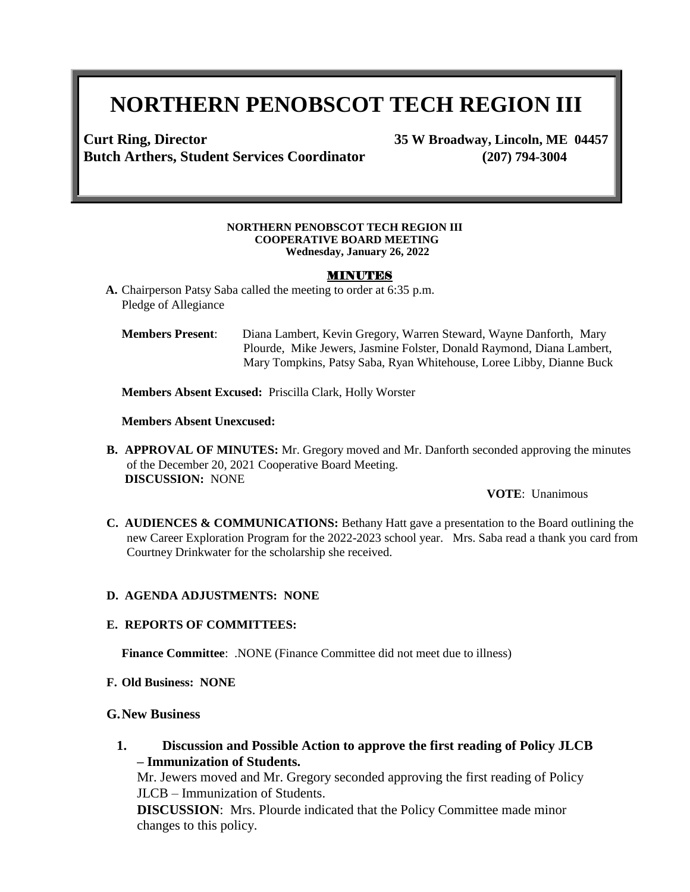# NORTHERN PENOBSCOT TECH REGION III

**Curt Ring, Director** **35 W Broadway, Lincoln, ME 04457**
**Butch Arthers, Student Services Coordinator** **(207) 794-3004**

**NORTHERN PENOBSCOT TECH REGION III**
**COOPERATIVE BOARD MEETING**
**Wednesday, January 26, 2022**

## MINUTES

**A.** Chairperson Patsy Saba called the meeting to order at 6:35 p.m.
Pledge of Allegiance

**Members Present**: Diana Lambert, Kevin Gregory, Warren Steward, Wayne Danforth, Mary Plourde, Mike Jewers, Jasmine Folster, Donald Raymond, Diana Lambert, Mary Tompkins, Patsy Saba, Ryan Whitehouse, Loree Libby, Dianne Buck

**Members Absent Excused:** Priscilla Clark, Holly Worster

**Members Absent Unexcused:**

**B. APPROVAL OF MINUTES:** Mr. Gregory moved and Mr. Danforth seconded approving the minutes of the December 20, 2021 Cooperative Board Meeting.
**DISCUSSION:** NONE

**VOTE**: Unanimous

**C. AUDIENCES & COMMUNICATIONS:** Bethany Hatt gave a presentation to the Board outlining the new Career Exploration Program for the 2022-2023 school year. Mrs. Saba read a thank you card from Courtney Drinkwater for the scholarship she received.

**D. AGENDA ADJUSTMENTS: NONE**

**E. REPORTS OF COMMITTEES:**

**Finance Committee**: .NONE (Finance Committee did not meet due to illness)

**F. Old Business: NONE**

**G. New Business**

**1. Discussion and Possible Action to approve the first reading of Policy JLCB – Immunization of Students.**

Mr. Jewers moved and Mr. Gregory seconded approving the first reading of Policy JLCB – Immunization of Students.

**DISCUSSION**: Mrs. Plourde indicated that the Policy Committee made minor changes to this policy.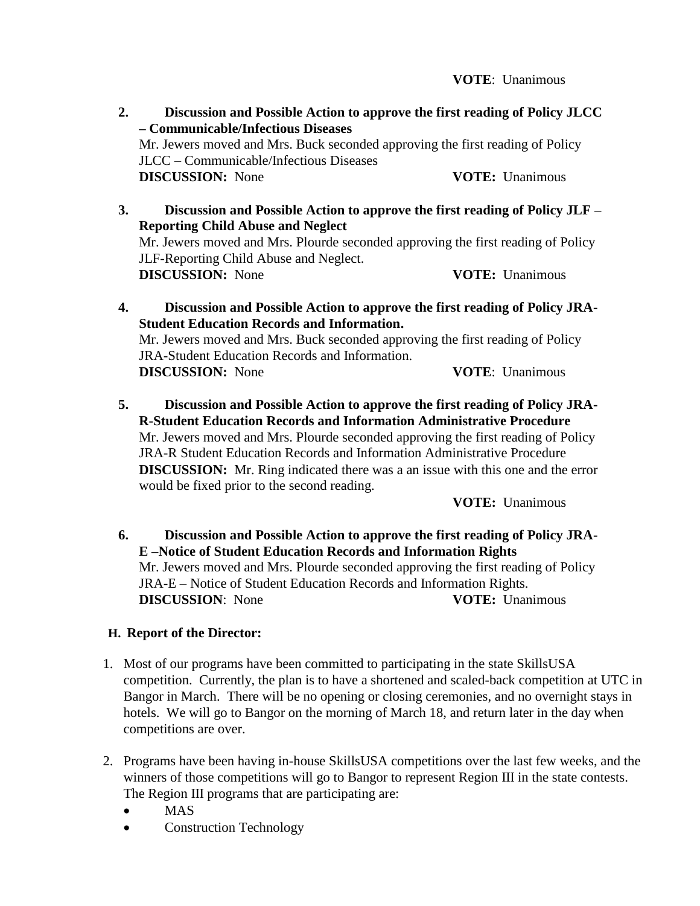**VOTE**: Unanimous

2. **Discussion and Possible Action to approve the first reading of Policy JLCC – Communicable/Infectious Diseases**
   Mr. Jewers moved and Mrs. Buck seconded approving the first reading of Policy JLCC – Communicable/Infectious Diseases
   **DISCUSSION:** None **VOTE:** Unanimous

3. **Discussion and Possible Action to approve the first reading of Policy JLF – Reporting Child Abuse and Neglect**
   Mr. Jewers moved and Mrs. Plourde seconded approving the first reading of Policy JLF-Reporting Child Abuse and Neglect.
   **DISCUSSION:** None **VOTE:** Unanimous

4. **Discussion and Possible Action to approve the first reading of Policy JRA-Student Education Records and Information.**
   Mr. Jewers moved and Mrs. Buck seconded approving the first reading of Policy JRA-Student Education Records and Information.
   **DISCUSSION:** None **VOTE**: Unanimous

5. **Discussion and Possible Action to approve the first reading of Policy JRA-R-Student Education Records and Information Administrative Procedure**
   Mr. Jewers moved and Mrs. Plourde seconded approving the first reading of Policy JRA-R Student Education Records and Information Administrative Procedure
   **DISCUSSION:** Mr. Ring indicated there was a an issue with this one and the error would be fixed prior to the second reading.
   **VOTE:** Unanimous

6. **Discussion and Possible Action to approve the first reading of Policy JRA-E –Notice of Student Education Records and Information Rights**
   Mr. Jewers moved and Mrs. Plourde seconded approving the first reading of Policy JRA-E – Notice of Student Education Records and Information Rights.
   **DISCUSSION**: None **VOTE:** Unanimous

**H. Report of the Director:**

1. Most of our programs have been committed to participating in the state SkillsUSA competition. Currently, the plan is to have a shortened and scaled-back competition at UTC in Bangor in March. There will be no opening or closing ceremonies, and no overnight stays in hotels. We will go to Bangor on the morning of March 18, and return later in the day when competitions are over.

2. Programs have been having in-house SkillsUSA competitions over the last few weeks, and the winners of those competitions will go to Bangor to represent Region III in the state contests. The Region III programs that are participating are:
   - MAS
   - Construction Technology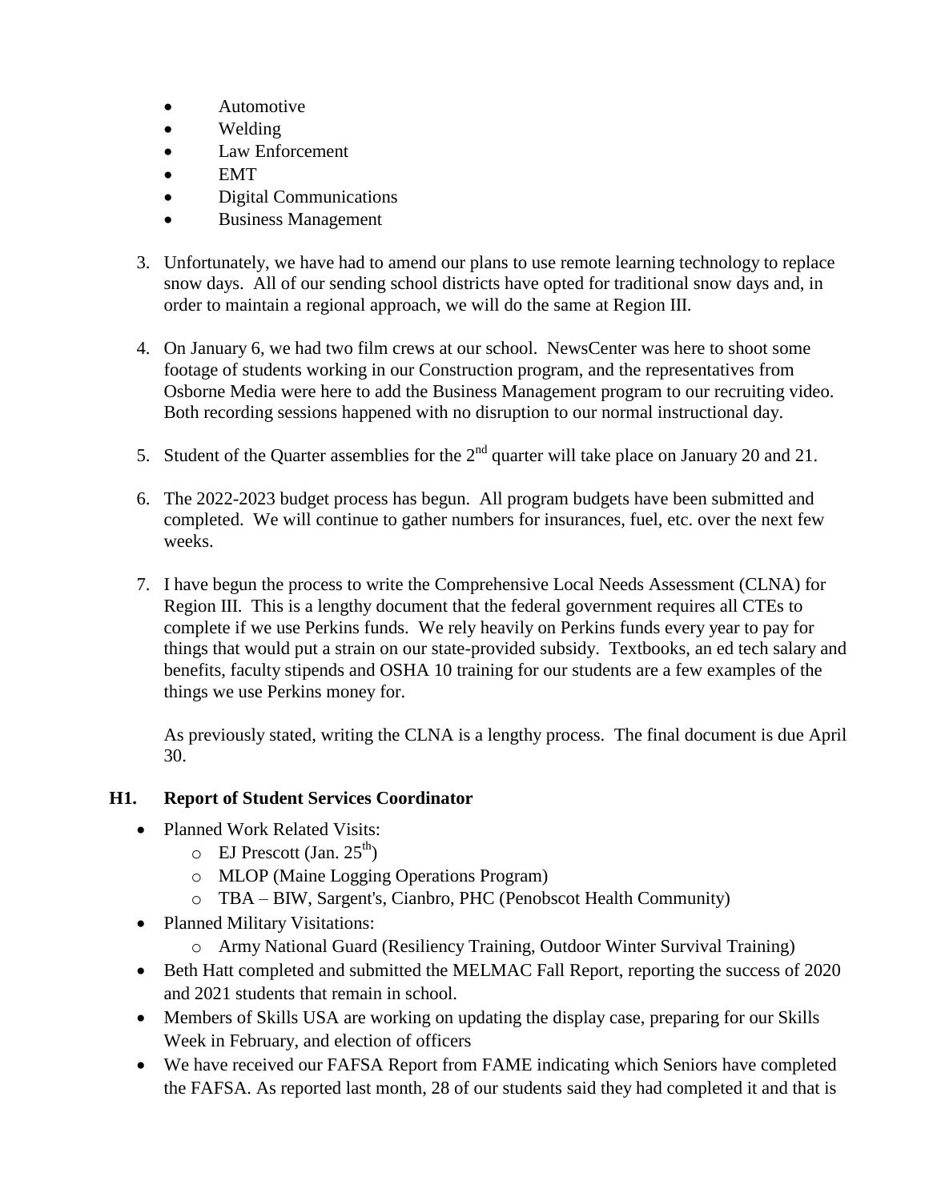- Automotive
- Welding
- Law Enforcement
- EMT
- Digital Communications
- Business Management

3. Unfortunately, we have had to amend our plans to use remote learning technology to replace snow days. All of our sending school districts have opted for traditional snow days and, in order to maintain a regional approach, we will do the same at Region III.

4. On January 6, we had two film crews at our school. NewsCenter was here to shoot some footage of students working in our Construction program, and the representatives from Osborne Media were here to add the Business Management program to our recruiting video. Both recording sessions happened with no disruption to our normal instructional day.

5. Student of the Quarter assemblies for the 2nd quarter will take place on January 20 and 21.

6. The 2022-2023 budget process has begun. All program budgets have been submitted and completed. We will continue to gather numbers for insurances, fuel, etc. over the next few weeks.

7. I have begun the process to write the Comprehensive Local Needs Assessment (CLNA) for Region III. This is a lengthy document that the federal government requires all CTEs to complete if we use Perkins funds. We rely heavily on Perkins funds every year to pay for things that would put a strain on our state-provided subsidy. Textbooks, an ed tech salary and benefits, faculty stipends and OSHA 10 training for our students are a few examples of the things we use Perkins money for.

   As previously stated, writing the CLNA is a lengthy process. The final document is due April 30.

## H1. Report of Student Services Coordinator

- Planned Work Related Visits:
  - EJ Prescott (Jan. 25th)
  - MLOP (Maine Logging Operations Program)
  - TBA – BIW, Sargent's, Cianbro, PHC (Penobscot Health Community)
- Planned Military Visitations:
  - Army National Guard (Resiliency Training, Outdoor Winter Survival Training)
- Beth Hatt completed and submitted the MELMAC Fall Report, reporting the success of 2020 and 2021 students that remain in school.
- Members of Skills USA are working on updating the display case, preparing for our Skills Week in February, and election of officers
- We have received our FAFSA Report from FAME indicating which Seniors have completed the FAFSA. As reported last month, 28 of our students said they had completed it and that is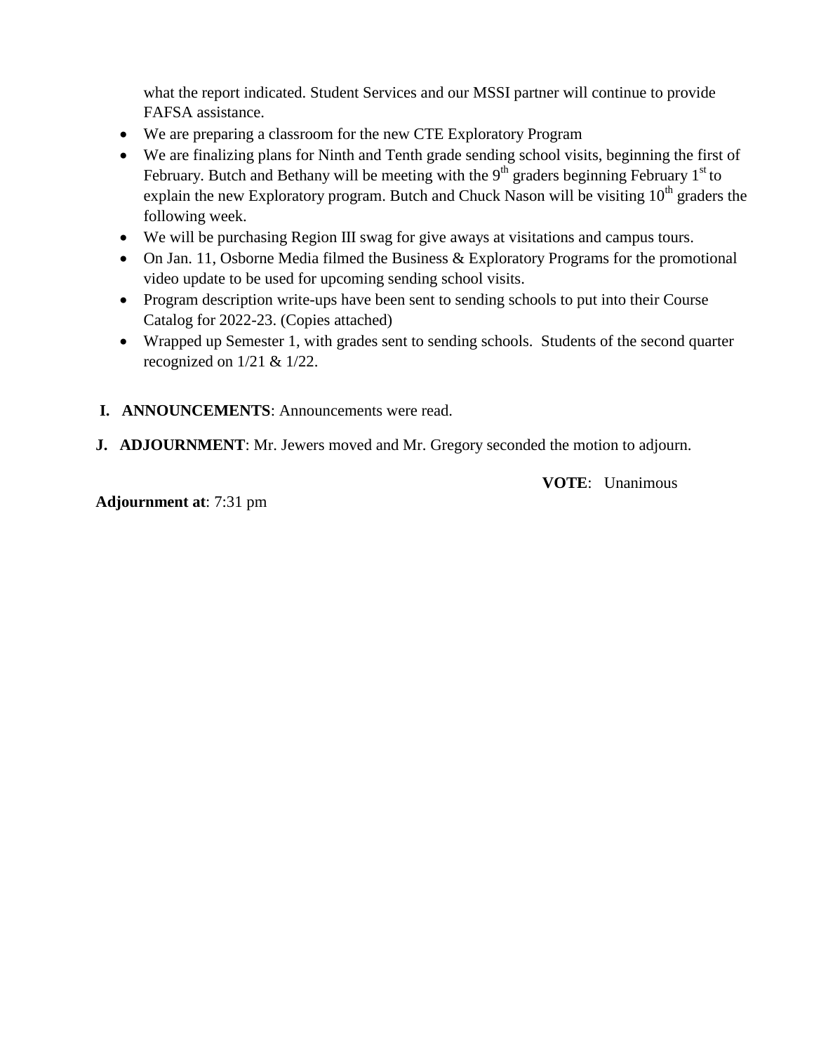what the report indicated. Student Services and our MSSI partner will continue to provide FAFSA assistance.

- We are preparing a classroom for the new CTE Exploratory Program
- We are finalizing plans for Ninth and Tenth grade sending school visits, beginning the first of February. Butch and Bethany will be meeting with the 9th graders beginning February 1st to explain the new Exploratory program. Butch and Chuck Nason will be visiting 10th graders the following week.
- We will be purchasing Region III swag for give aways at visitations and campus tours.
- On Jan. 11, Osborne Media filmed the Business & Exploratory Programs for the promotional video update to be used for upcoming sending school visits.
- Program description write-ups have been sent to sending schools to put into their Course Catalog for 2022-23. (Copies attached)
- Wrapped up Semester 1, with grades sent to sending schools. Students of the second quarter recognized on 1/21 & 1/22.

**I. ANNOUNCEMENTS**: Announcements were read.

**J. ADJOURNMENT**: Mr. Jewers moved and Mr. Gregory seconded the motion to adjourn.

**VOTE**: Unanimous

**Adjournment at**: 7:31 pm